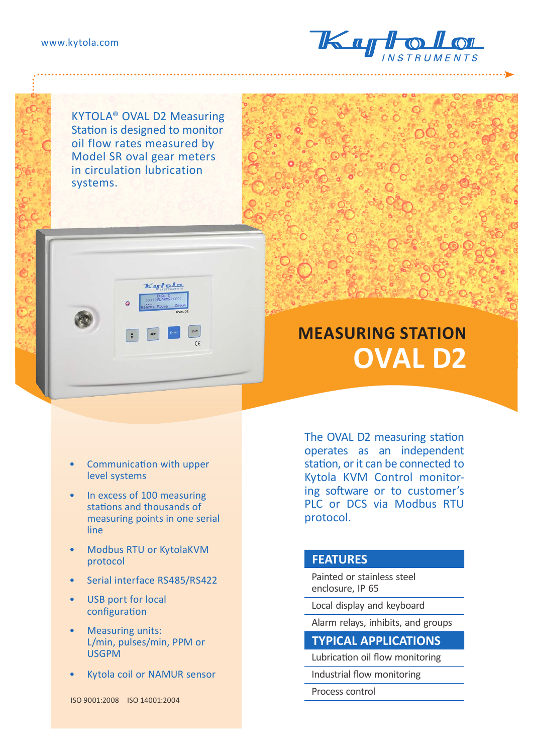www.kytola.com

KYTOLA® OVAL D2 Measuring Station is designed to monitor oil flow rates measured by Model SR oval gear meters in circulation lubrication systems.

# MEASURING STATION OVAL D2

- Communication with upper level systems
- In excess of 100 measuring stations and thousands of measuring points in one serial line
- Modbus RTU or KytolaKVM protocol
- Serial interface RS485/RS422
- USB port for local configuration
- Measuring units: L/min, pulses/min, PPM or USGPM
- Kytola coil or NAMUR sensor

ISO 9001:2008 ISO 14001:2004

The OVAL D2 measuring station operates as an independent station, or it can be connected to Kytola KVM Control monitoring software or to customer's PLC or DCS via Modbus RTU protocol.

## FEATURES

- Painted or stainless steel enclosure, IP 65
- Local display and keyboard
- Alarm relays, inhibits, and groups

## TYPICAL APPLICATIONS

- Lubrication oil flow monitoring
- Industrial flow monitoring
- Process control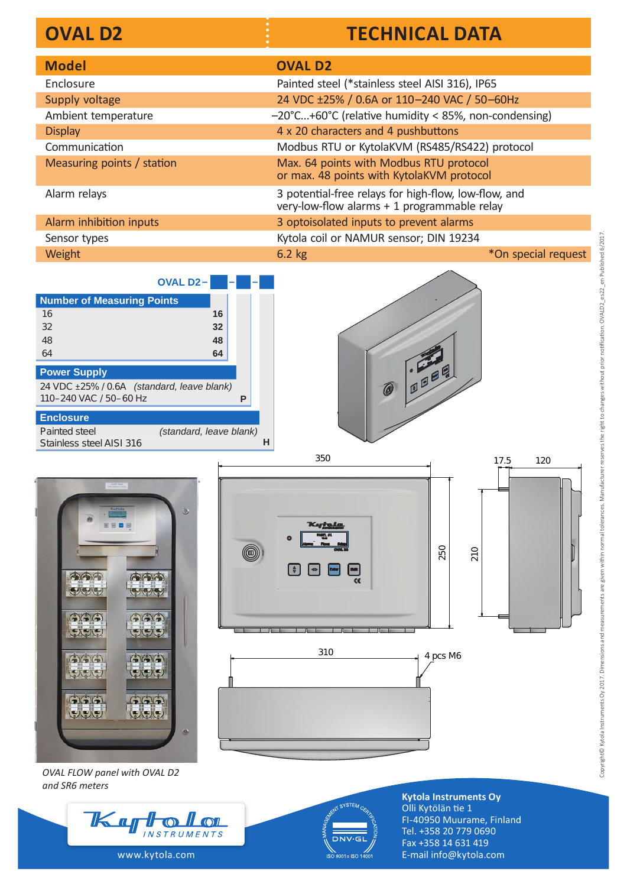# OVAL D2 TECHNICAL DATA

| Model | OVAL D2 |
|---|---|
| Enclosure | Painted steel (*stainless steel AISI 316), IP65 |
| Supply voltage | 24 VDC ±25% / 0.6A or 110–240 VAC / 50–60Hz |
| Ambient temperature | –20°C...+60°C (relative humidity < 85%, non-condensing) |
| Display | 4 x 20 characters and 4 pushbuttons |
| Communication | Modbus RTU or KytolaKVM (RS485/RS422) protocol |
| Measuring points / station | Max. 64 points with Modbus RTU protocol or max. 48 points with KytolaKVM protocol |
| Alarm relays | 3 potential-free relays for high-flow, low-flow, and very-low-flow alarms + 1 programmable relay |
| Alarm inhibition inputs | 3 optoisolated inputs to prevent alarms |
| Sensor types | Kytola coil or NAMUR sensor; DIN 19234 |
| Weight | 6.2 kg |

*On special request

**OVAL D2 – ☐ – ☐ – ☐**

| Number of Measuring Points | |
|---|---|
| 16 | 16 |
| 32 | 32 |
| 48 | 48 |
| 64 | 64 |

| Power Supply | |
|---|---|
| 24 VDC ±25% / 0.6A *(standard, leave blank)* | |
| 110–240 VAC / 50–60 Hz | P |

| Enclosure | |
|---|---|
| Painted steel *(standard, leave blank)* | |
| Stainless steel AISI 316 | H |

350

17.5

120

250

210

310

4 pcs M6

*OVAL FLOW panel with OVAL D2 and SR6 meters*

www.kytola.com

ISO 9001 • ISO 14001

**Kytola Instruments Oy**
Olli Kytölän tie 1
FI-40950 Muurame, Finland
Tel. +358 20 779 0690
Fax +358 14 631 419
E-mail info@kytola.com

Copyright© Kytola Instruments Oy 2017. Dimensions and measurements are given within normal tolerances. Manufacturer reserves the right to changes without prior notification. OVALD2_es22_en Published 6/2017.